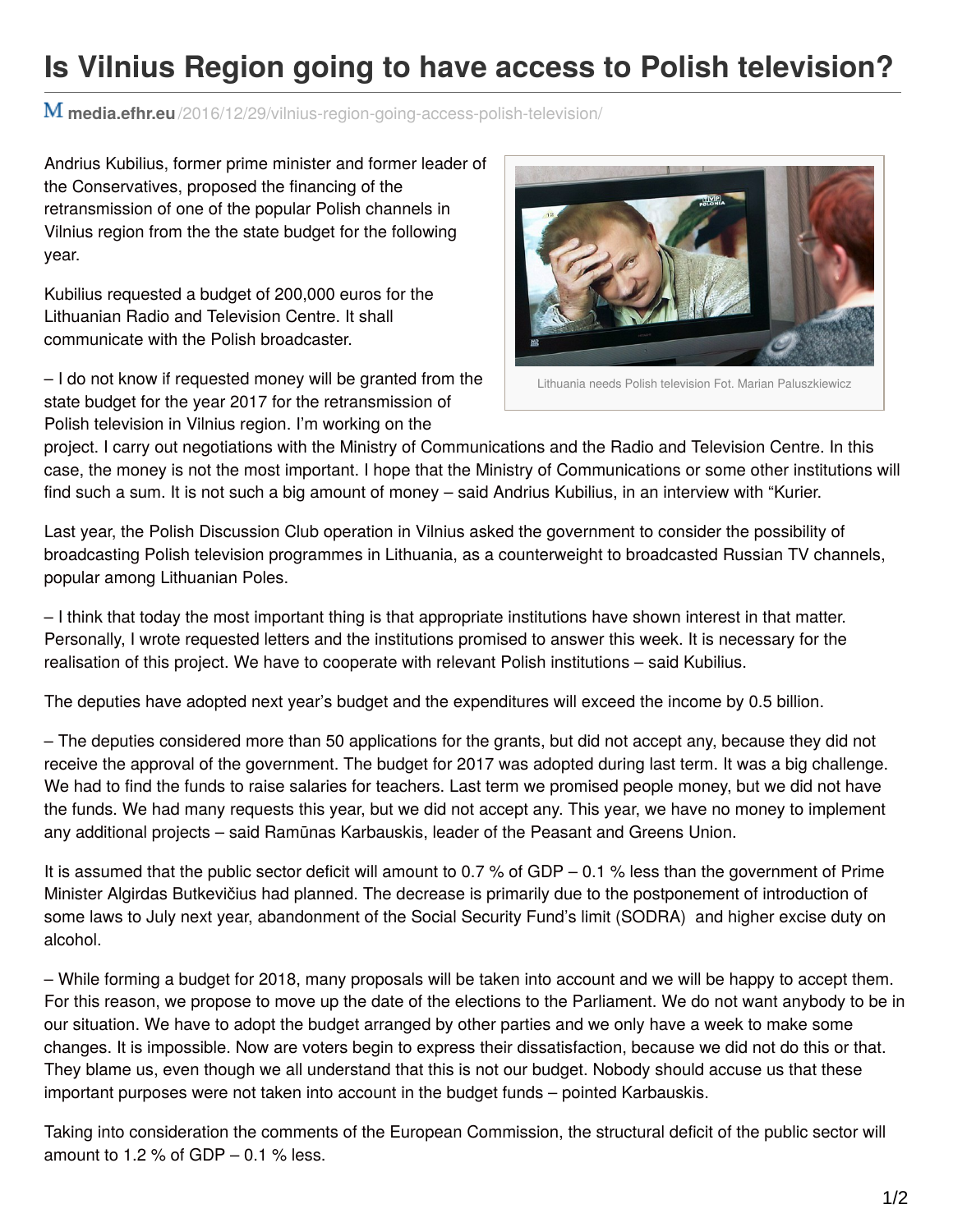# Is Vilnius Region going to have access to Polish television?

media.efhr.eu/2016/12/29/vilnius-region-going-access-polish-television/

Andrius Kubilius, former prime minister and former leader of the Conservatives, proposed the financing of the retransmission of one of the popular Polish channels in Vilnius region from the the state budget for the following year.

Kubilius requested a budget of 200,000 euros for the Lithuanian Radio and Television Centre. It shall communicate with the Polish broadcaster.

Lithuania needs Polish television Fot. Marian Paluszkiewicz

– I do not know if requested money will be granted from the state budget for the year 2017 for the retransmission of Polish television in Vilnius region. I'm working on the project. I carry out negotiations with the Ministry of Communications and the Radio and Television Centre. In this case, the money is not the most important. I hope that the Ministry of Communications or some other institutions will find such a sum. It is not such a big amount of money – said Andrius Kubilius, in an interview with "Kurier.

Last year, the Polish Discussion Club operation in Vilnius asked the government to consider the possibility of broadcasting Polish television programmes in Lithuania, as a counterweight to broadcasted Russian TV channels, popular among Lithuanian Poles.

– I think that today the most important thing is that appropriate institutions have shown interest in that matter. Personally, I wrote requested letters and the institutions promised to answer this week. It is necessary for the realisation of this project. We have to cooperate with relevant Polish institutions – said Kubilius.

The deputies have adopted next year's budget and the expenditures will exceed the income by 0.5 billion.

– The deputies considered more than 50 applications for the grants, but did not accept any, because they did not receive the approval of the government. The budget for 2017 was adopted during last term. It was a big challenge. We had to find the funds to raise salaries for teachers. Last term we promised people money, but we did not have the funds. We had many requests this year, but we did not accept any. This year, we have no money to implement any additional projects – said Ramūnas Karbauskis, leader of the Peasant and Greens Union.

It is assumed that the public sector deficit will amount to 0.7 % of GDP – 0.1 % less than the government of Prime Minister Algirdas Butkevičius had planned. The decrease is primarily due to the postponement of introduction of some laws to July next year, abandonment of the Social Security Fund's limit (SODRA) and higher excise duty on alcohol.

– While forming a budget for 2018, many proposals will be taken into account and we will be happy to accept them. For this reason, we propose to move up the date of the elections to the Parliament. We do not want anybody to be in our situation. We have to adopt the budget arranged by other parties and we only have a week to make some changes. It is impossible. Now are voters begin to express their dissatisfaction, because we did not do this or that. They blame us, even though we all understand that this is not our budget. Nobody should accuse us that these important purposes were not taken into account in the budget funds – pointed Karbauskis.

Taking into consideration the comments of the European Commission, the structural deficit of the public sector will amount to 1.2 % of GDP – 0.1 % less.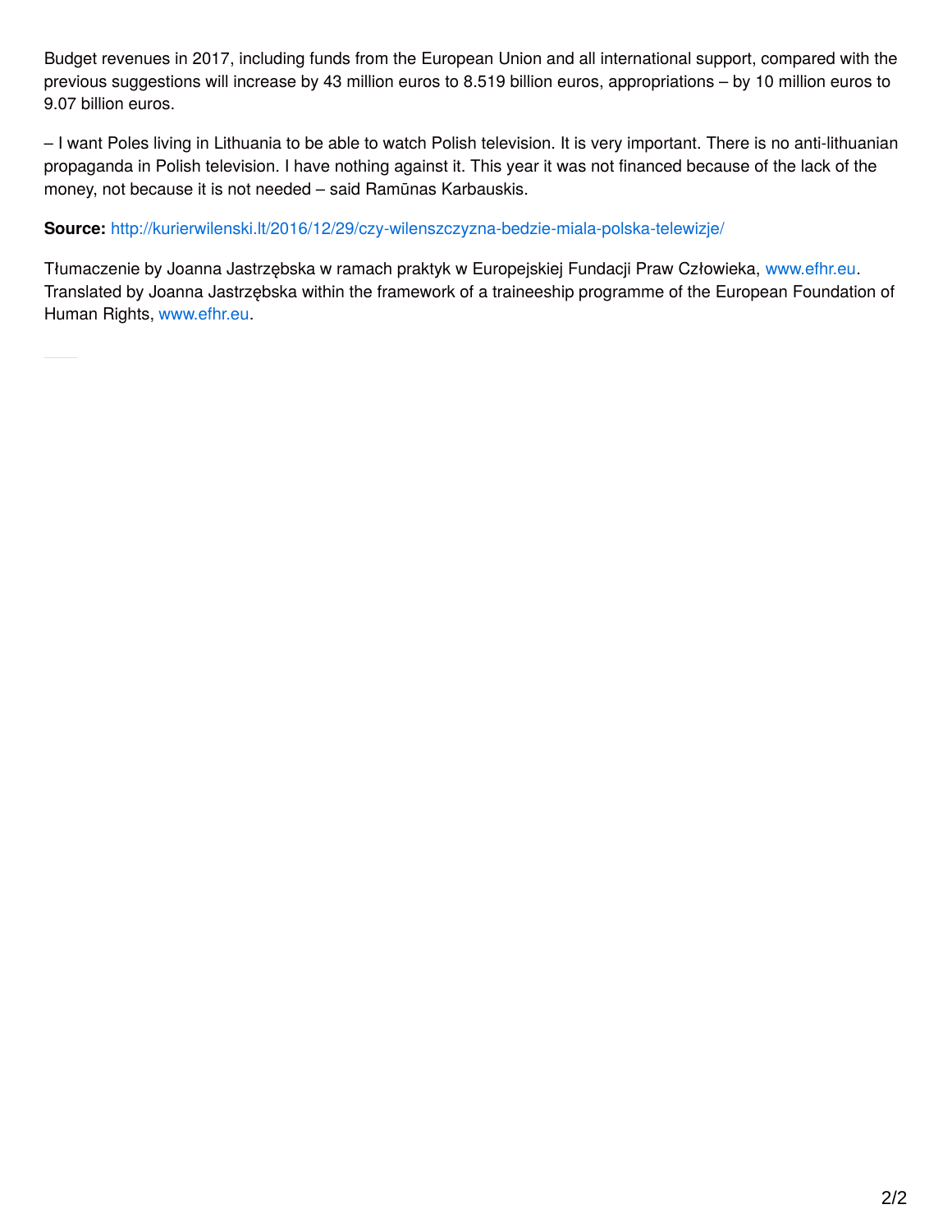Budget revenues in 2017, including funds from the European Union and all international support, compared with the previous suggestions will increase by 43 million euros to 8.519 billion euros, appropriations – by 10 million euros to 9.07 billion euros.

– I want Poles living in Lithuania to be able to watch Polish television. It is very important. There is no anti-lithuanian propaganda in Polish television. I have nothing against it. This year it was not financed because of the lack of the money, not because it is not needed – said Ramūnas Karbauskis.

**Source:** http://kurierwilenski.lt/2016/12/29/czy-wilenszczyzna-bedzie-miala-polska-telewizje/

Tłumaczenie by Joanna Jastrzębska w ramach praktyk w Europejskiej Fundacji Praw Człowieka, www.efhr.eu.
Translated by Joanna Jastrzębska within the framework of a traineeship programme of the European Foundation of Human Rights, www.efhr.eu.